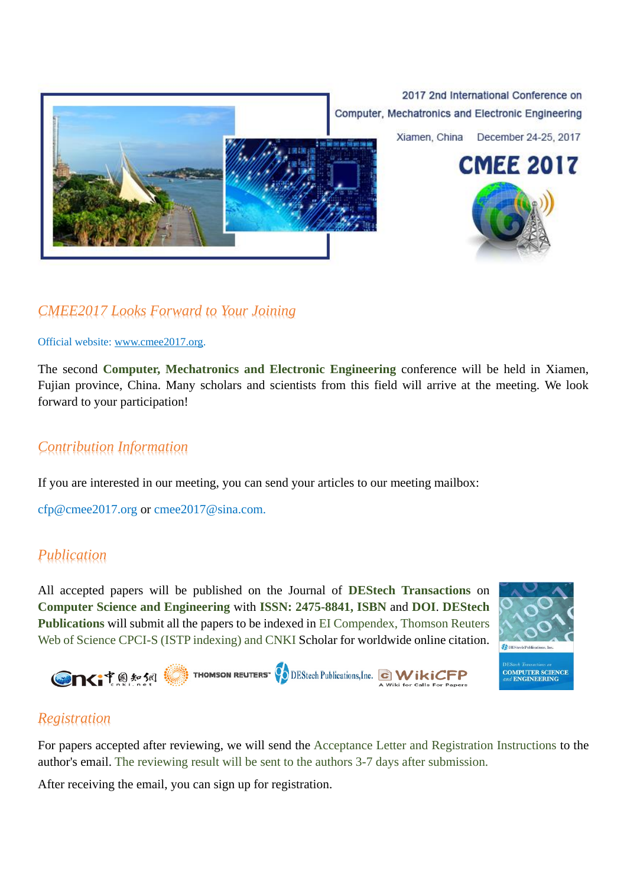2017 2nd International Conference on Computer, Mechatronics and Electronic Engineering

Xiamen, China December 24-25, 2017

# CMEE 2017

## CMEE2017 Looks Forward to Your Joining

Official website: www.cmee2017.org.

The second **Computer, Mechatronics and Electronic Engineering** conference will be held in Xiamen, Fujian province, China. Many scholars and scientists from this field will arrive at the meeting. We look forward to your participation!

## Contribution Information

If you are interested in our meeting, you can send your articles to our meeting mailbox:

cfp@cmee2017.org or cmee2017@sina.com.

## Publication

All accepted papers will be published on the Journal of **DEStech Transactions** on **Computer Science and Engineering** with **ISSN: 2475-8841, ISBN** and **DOI**. **DEStech Publications** will submit all the papers to be indexed in EI Compendex, Thomson Reuters Web of Science CPCI-S (ISTP indexing) and CNKI Scholar for worldwide online citation.

## Registration

For papers accepted after reviewing, we will send the Acceptance Letter and Registration Instructions to the author's email. The reviewing result will be sent to the authors 3-7 days after submission.

After receiving the email, you can sign up for registration.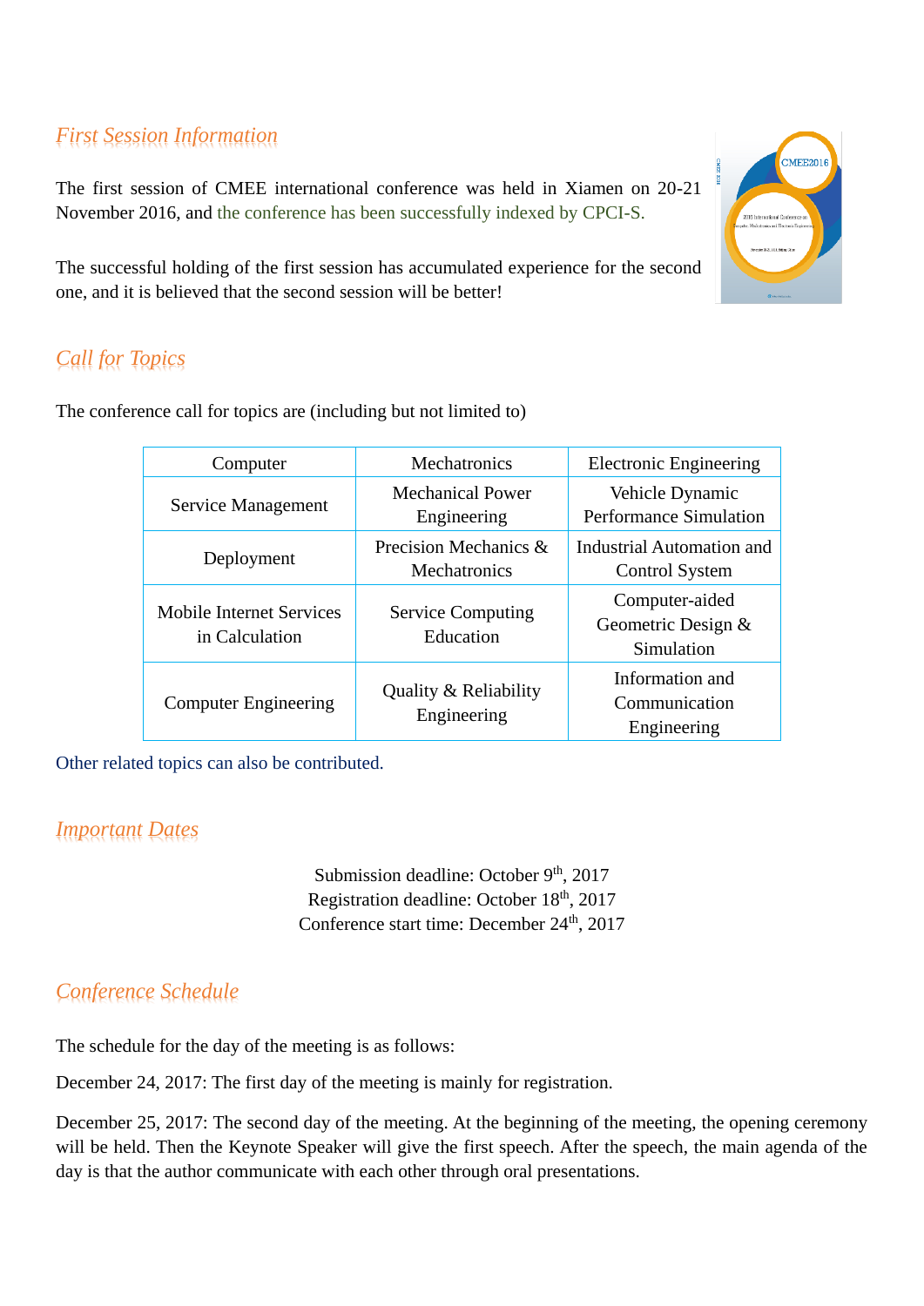## First Session Information

The first session of CMEE international conference was held in Xiamen on 20-21 November 2016, and the conference has been successfully indexed by CPCI-S.

The successful holding of the first session has accumulated experience for the second one, and it is believed that the second session will be better!

## Call for Topics

The conference call for topics are (including but not limited to)

| Computer | Mechatronics | Electronic Engineering |
|---|---|---|
| Service Management | Mechanical Power Engineering | Vehicle Dynamic Performance Simulation |
| Deployment | Precision Mechanics & Mechatronics | Industrial Automation and Control System |
| Mobile Internet Services in Calculation | Service Computing Education | Computer-aided Geometric Design & Simulation |
| Computer Engineering | Quality & Reliability Engineering | Information and Communication Engineering |

Other related topics can also be contributed.

## Important Dates

Submission deadline: October 9th, 2017
Registration deadline: October 18th, 2017
Conference start time: December 24th, 2017

## Conference Schedule

The schedule for the day of the meeting is as follows:

December 24, 2017: The first day of the meeting is mainly for registration.

December 25, 2017: The second day of the meeting. At the beginning of the meeting, the opening ceremony will be held. Then the Keynote Speaker will give the first speech. After the speech, the main agenda of the day is that the author communicate with each other through oral presentations.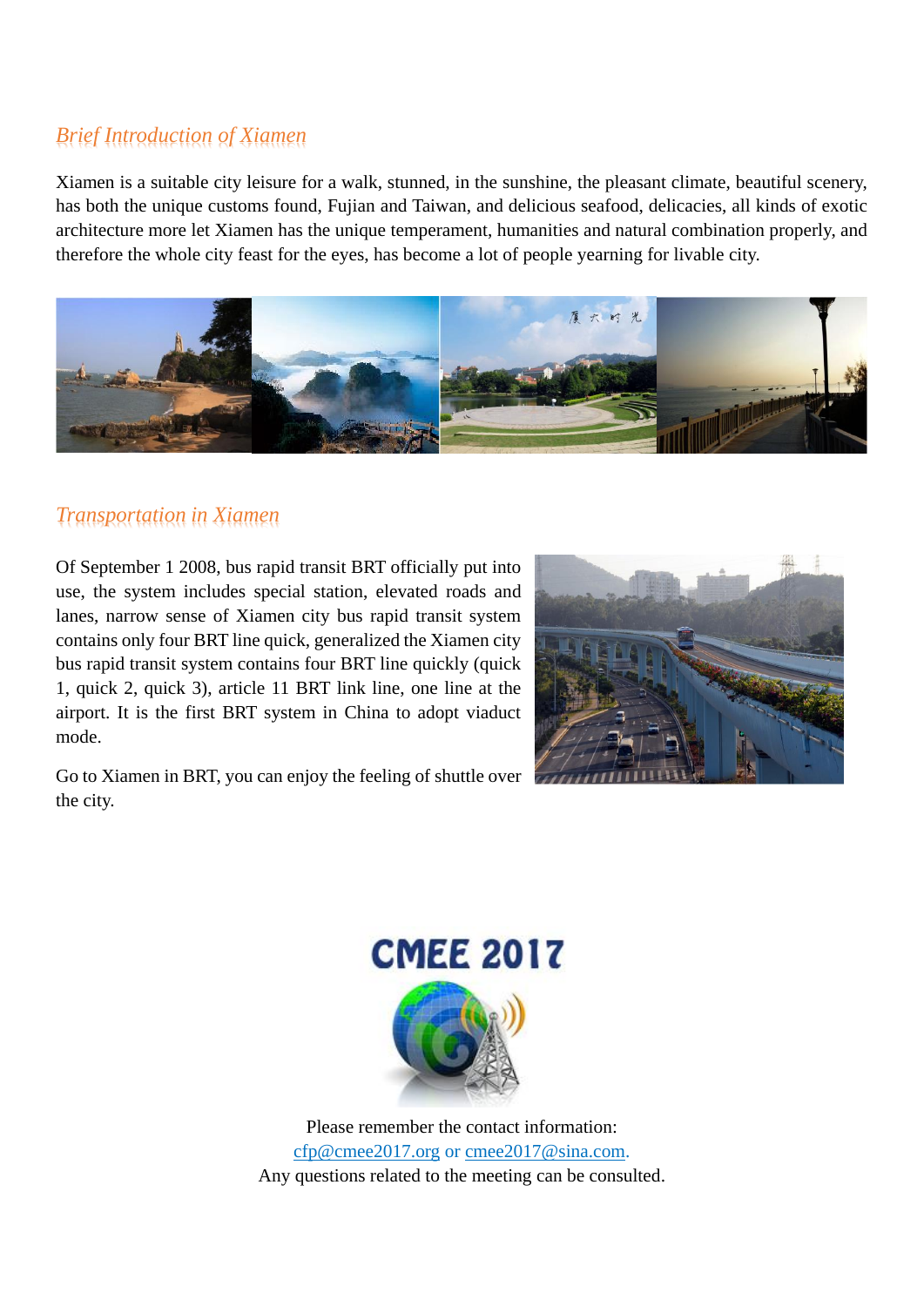## *Brief Introduction of Xiamen*

Xiamen is a suitable city leisure for a walk, stunned, in the sunshine, the pleasant climate, beautiful scenery, has both the unique customs found, Fujian and Taiwan, and delicious seafood, delicacies, all kinds of exotic architecture more let Xiamen has the unique temperament, humanities and natural combination properly, and therefore the whole city feast for the eyes, has become a lot of people yearning for livable city.

## *Transportation in Xiamen*

Of September 1 2008, bus rapid transit BRT officially put into use, the system includes special station, elevated roads and lanes, narrow sense of Xiamen city bus rapid transit system contains only four BRT line quick, generalized the Xiamen city bus rapid transit system contains four BRT line quickly (quick 1, quick 2, quick 3), article 11 BRT link line, one line at the airport. It is the first BRT system in China to adopt viaduct mode.

Go to Xiamen in BRT, you can enjoy the feeling of shuttle over the city.

**CMEE 2017**

Please remember the contact information:
cfp@cmee2017.org or cmee2017@sina.com.
Any questions related to the meeting can be consulted.